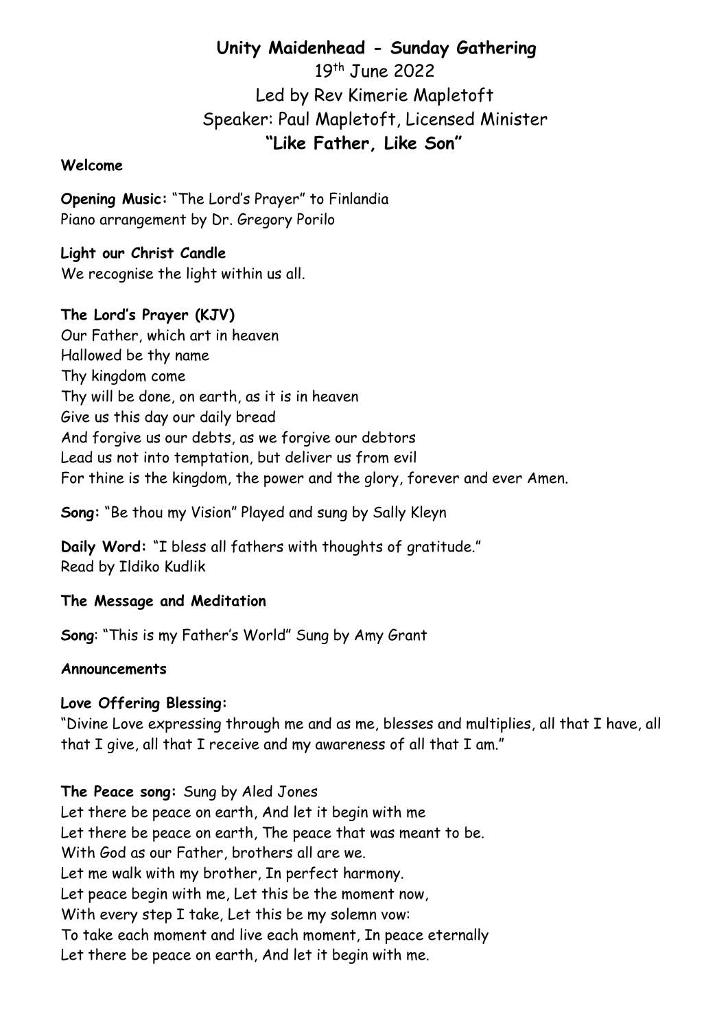# Unity Maidenhead - Sunday Gathering

19th June 2022
Led by Rev Kimerie Mapletoft
Speaker: Paul Mapletoft, Licensed Minister

## "Like Father, Like Son"

**Welcome**

**Opening Music:** "The Lord's Prayer" to Finlandia
Piano arrangement by Dr. Gregory Porilo

**Light our Christ Candle**
We recognise the light within us all.

**The Lord's Prayer (KJV)**
Our Father, which art in heaven
Hallowed be thy name
Thy kingdom come
Thy will be done, on earth, as it is in heaven
Give us this day our daily bread
And forgive us our debts, as we forgive our debtors
Lead us not into temptation, but deliver us from evil
For thine is the kingdom, the power and the glory, forever and ever Amen.

**Song:** "Be thou my Vision" Played and sung by Sally Kleyn

**Daily Word:** "I bless all fathers with thoughts of gratitude."
Read by Ildiko Kudlik

**The Message and Meditation**

**Song**: "This is my Father's World" Sung by Amy Grant

**Announcements**

**Love Offering Blessing:**
"Divine Love expressing through me and as me, blesses and multiplies, all that I have, all that I give, all that I receive and my awareness of all that I am."

**The Peace song:** Sung by Aled Jones
Let there be peace on earth, And let it begin with me
Let there be peace on earth, The peace that was meant to be.
With God as our Father, brothers all are we.
Let me walk with my brother, In perfect harmony.
Let peace begin with me, Let this be the moment now,
With every step I take, Let this be my solemn vow:
To take each moment and live each moment, In peace eternally
Let there be peace on earth, And let it begin with me.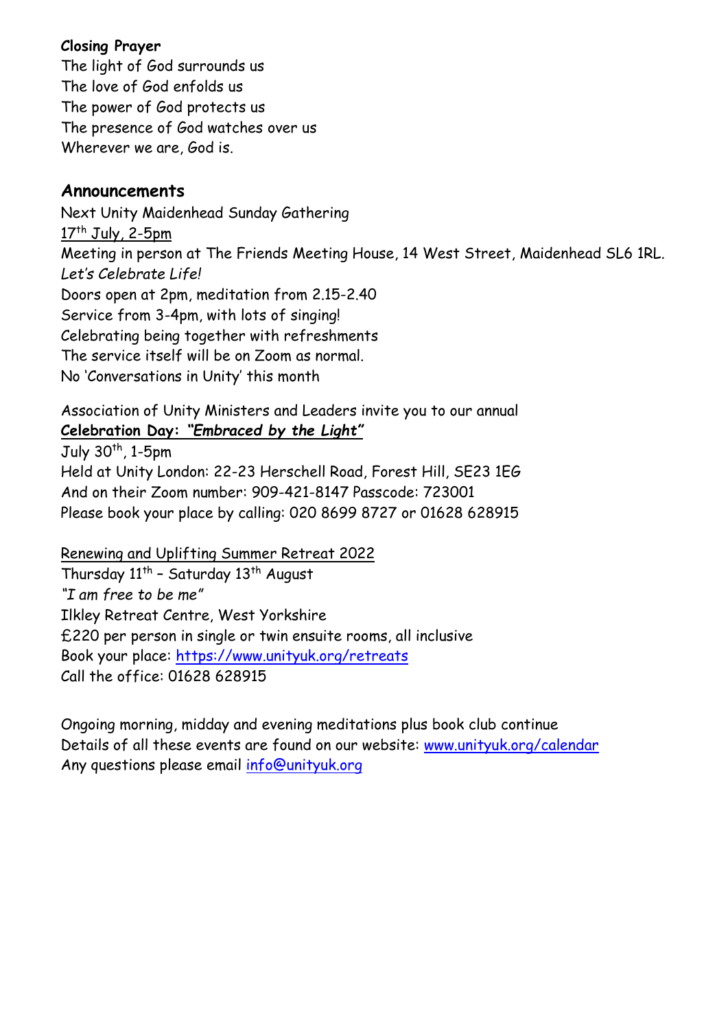**Closing Prayer**
The light of God surrounds us
The love of God enfolds us
The power of God protects us
The presence of God watches over us
Wherever we are, God is.

## Announcements

Next Unity Maidenhead Sunday Gathering
17th July, 2-5pm
Meeting in person at The Friends Meeting House, 14 West Street, Maidenhead SL6 1RL.
*Let's Celebrate Life!*
Doors open at 2pm, meditation from 2.15-2.40
Service from 3-4pm, with lots of singing!
Celebrating being together with refreshments
The service itself will be on Zoom as normal.
No 'Conversations in Unity' this month

Association of Unity Ministers and Leaders invite you to our annual
***Celebration Day: "Embraced by the Light"***
July 30th, 1-5pm
Held at Unity London: 22-23 Herschell Road, Forest Hill, SE23 1EG
And on their Zoom number: 909-421-8147 Passcode: 723001
Please book your place by calling: 020 8699 8727 or 01628 628915

Renewing and Uplifting Summer Retreat 2022
Thursday 11th – Saturday 13th August
*"I am free to be me"*
Ilkley Retreat Centre, West Yorkshire
£220 per person in single or twin ensuite rooms, all inclusive
Book your place: https://www.unityuk.org/retreats
Call the office: 01628 628915

Ongoing morning, midday and evening meditations plus book club continue
Details of all these events are found on our website: www.unityuk.org/calendar
Any questions please email info@unityuk.org